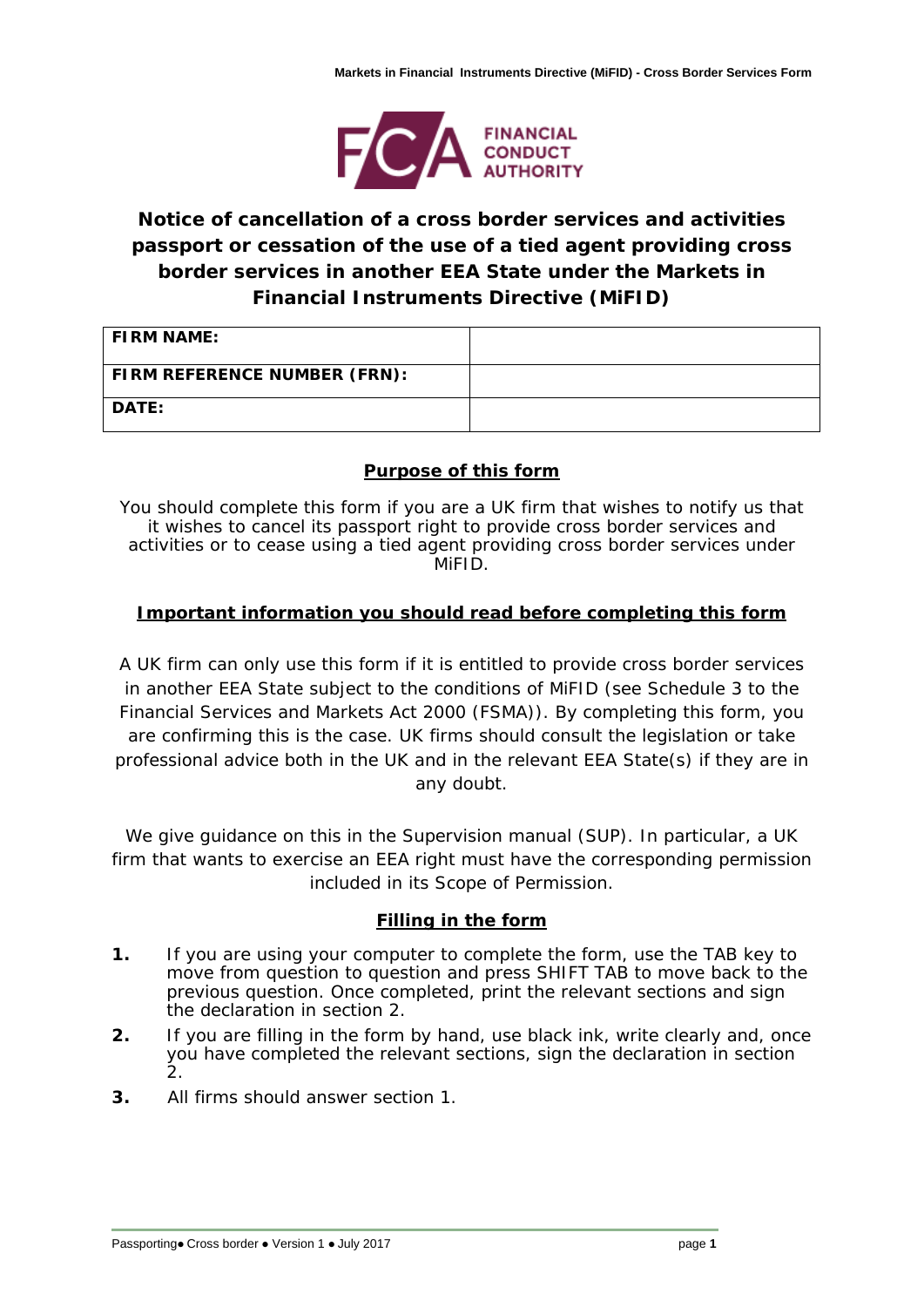# Notice of cancellation of a cross border services and activities passport or cessation of the use of a tied agent providing cross border services in another EEA State under the Markets in Financial Instruments Directive (MiFID)

| **FIRM NAME:** | |
|---|---|
| **FIRM REFERENCE NUMBER (FRN):** | |
| **DATE:** | |

## Purpose of this form

You should complete this form if you are a UK firm that wishes to notify us that it wishes to cancel its passport right to provide cross border services and activities or to cease using a tied agent providing cross border services under MiFID.

## Important information you should read before completing this form

A UK firm can only use this form if it is entitled to provide cross border services in another EEA State subject to the conditions of MiFID (see Schedule 3 to the Financial Services and Markets Act 2000 (FSMA)). By completing this form, you are confirming this is the case. UK firms should consult the legislation or take professional advice both in the UK and in the relevant EEA State(s) if they are in any doubt.

We give guidance on this in the Supervision manual (SUP). In particular, a UK firm that wants to exercise an EEA right must have the corresponding permission included in its Scope of Permission.

## Filling in the form

1. If you are using your computer to complete the form, use the TAB key to move from question to question and press SHIFT TAB to move back to the previous question. Once completed, print the relevant sections and sign the declaration in section 2.
2. If you are filling in the form by hand, use black ink, write clearly and, once you have completed the relevant sections, sign the declaration in section 2.
3. All firms should answer section 1.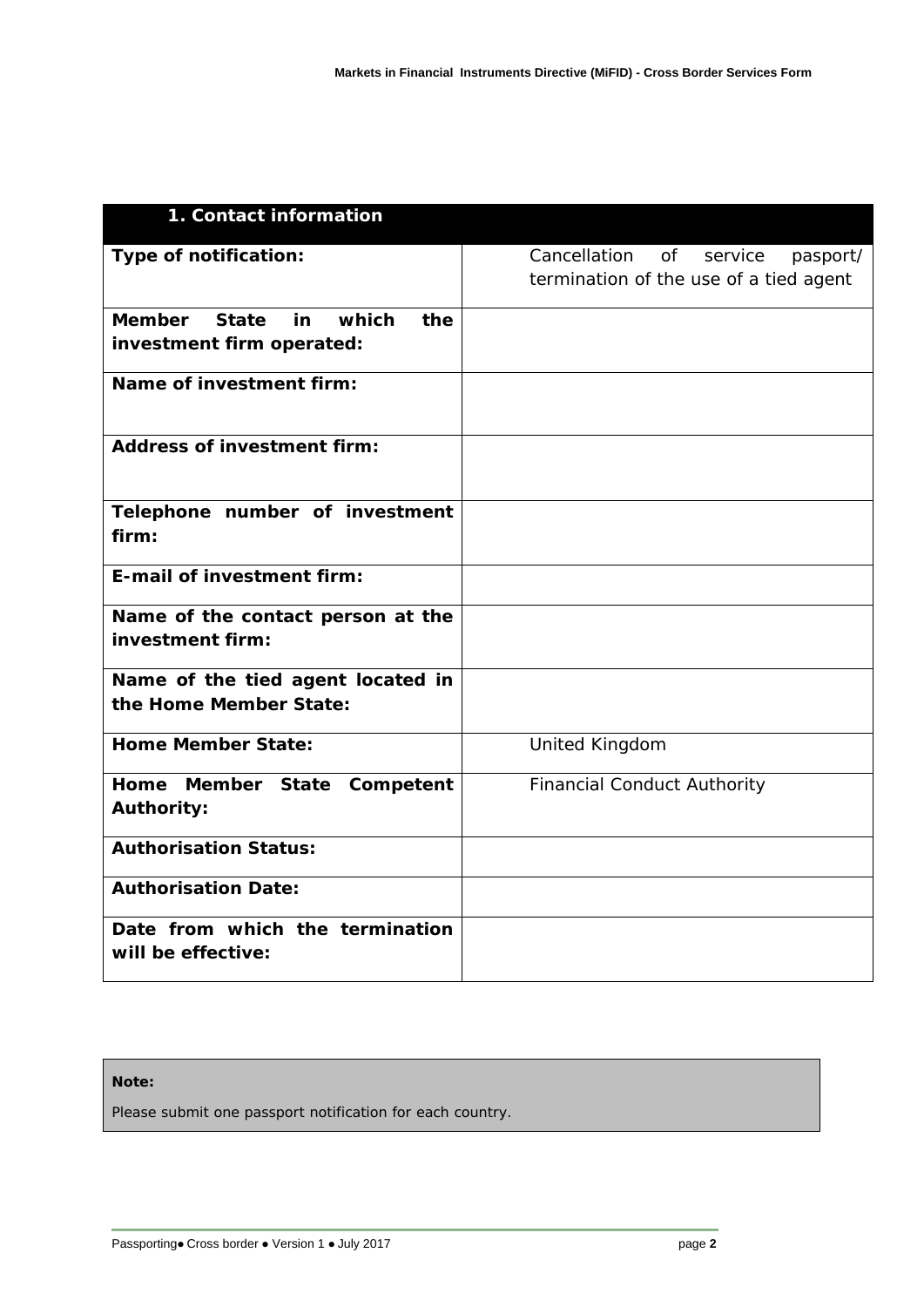| 1. Contact information | |
|---|---|
| **Type of notification:** | Cancellation of service pasport/ termination of the use of a tied agent |
| **Member State in which the investment firm operated:** | |
| **Name of investment firm:** | |
| **Address of investment firm:** | |
| **Telephone number of investment firm:** | |
| **E-mail of investment firm:** | |
| **Name of the contact person at the investment firm:** | |
| **Name of the tied agent located in the Home Member State:** | |
| **Home Member State:** | United Kingdom |
| **Home Member State Competent Authority:** | Financial Conduct Authority |
| **Authorisation Status:** | |
| **Authorisation Date:** | |
| **Date from which the termination will be effective:** | |

**Note:**

*Please submit one passport notification for each country.*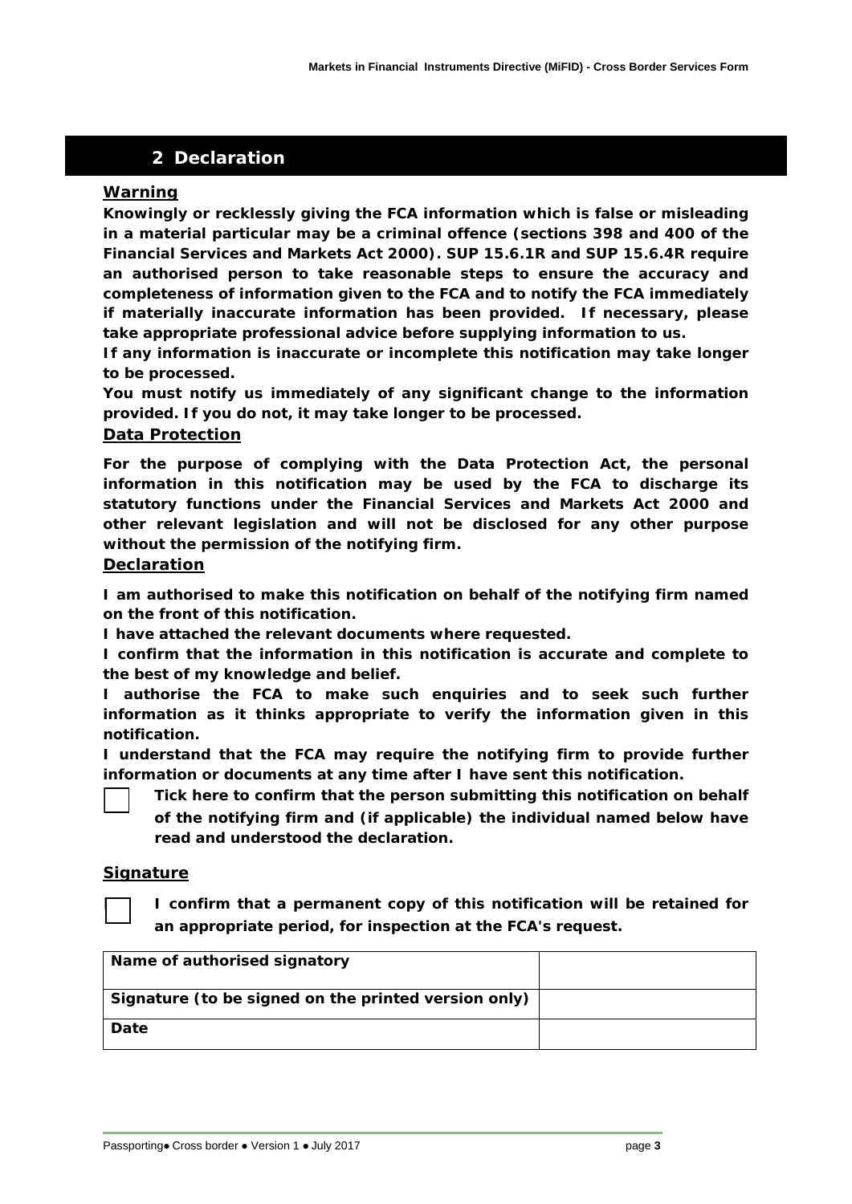## 2 Declaration

**Warning**

**Knowingly or recklessly giving the FCA information which is false or misleading in a material particular may be a criminal offence (sections 398 and 400 of the Financial Services and Markets Act 2000). SUP 15.6.1R and SUP 15.6.4R require an authorised person to take reasonable steps to ensure the accuracy and completeness of information given to the FCA and to notify the FCA immediately if materially inaccurate information has been provided. If necessary, please take appropriate professional advice before supplying information to us.**

**If any information is inaccurate or incomplete this notification may take longer to be processed.**

**You must notify us immediately of any significant change to the information provided. If you do not, it may take longer to be processed.**

**Data Protection**

**For the purpose of complying with the Data Protection Act, the personal information in this notification may be used by the FCA to discharge its statutory functions under the Financial Services and Markets Act 2000 and other relevant legislation and will not be disclosed for any other purpose without the permission of the notifying firm.**

**Declaration**

**I am authorised to make this notification on behalf of the notifying firm named on the front of this notification.**

**I have attached the relevant documents where requested.**

**I confirm that the information in this notification is accurate and complete to the best of my knowledge and belief.**

**I authorise the FCA to make such enquiries and to seek such further information as it thinks appropriate to verify the information given in this notification.**

**I understand that the FCA may require the notifying firm to provide further information or documents at any time after I have sent this notification.**

☐ **Tick here to confirm that the person submitting this notification on behalf of the notifying firm and (if applicable) the individual named below have read and understood the declaration.**

**Signature**

☐ **I confirm that a permanent copy of this notification will be retained for an appropriate period, for inspection at the FCA's request.**

| | |
|---|---|
| Name of authorised signatory | |
| Signature (to be signed on the printed version only) | |
| Date | |